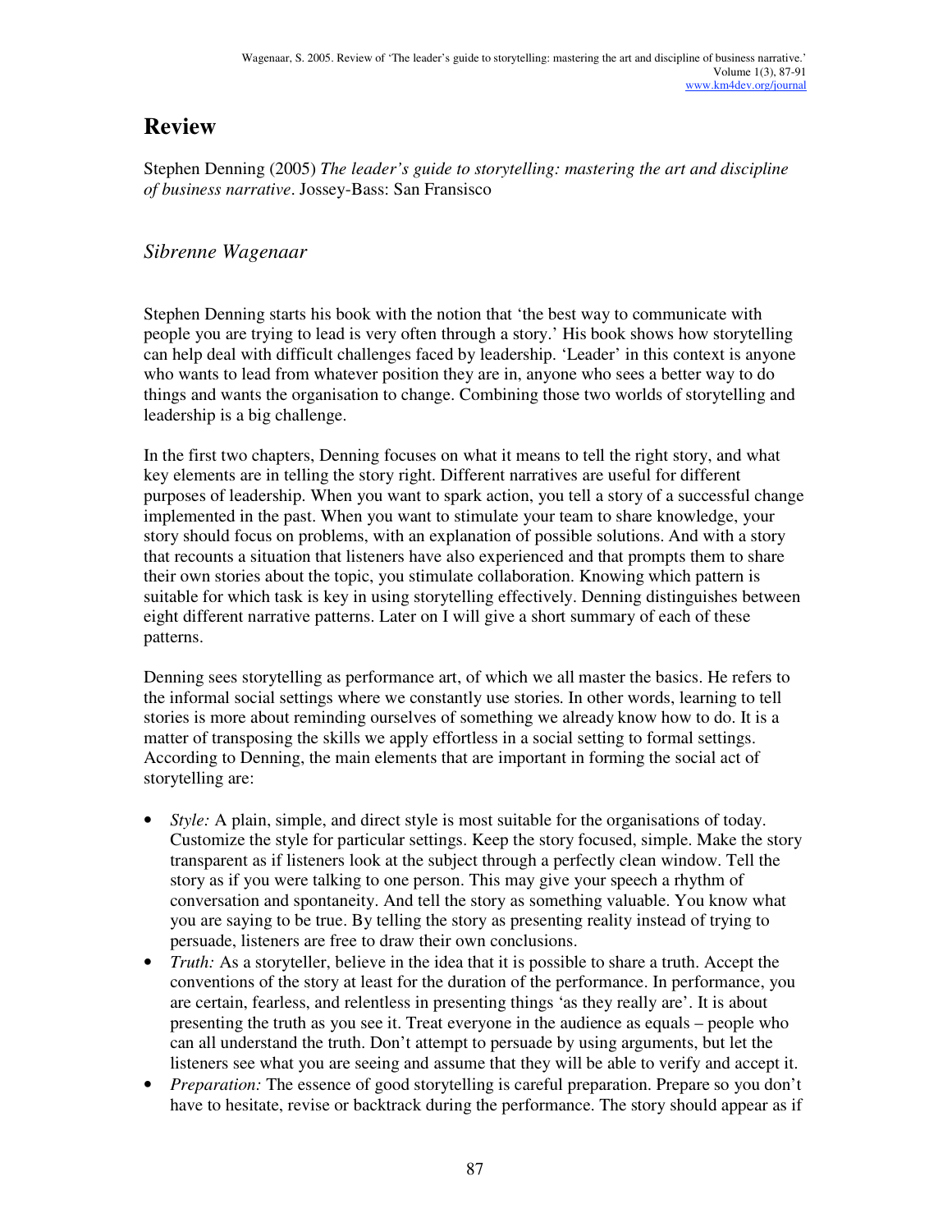# Review

Stephen Denning (2005) *The leader's guide to storytelling: mastering the art and discipline of business narrative*. Jossey-Bass: San Fransisco

## *Sibrenne Wagenaar*

Stephen Denning starts his book with the notion that 'the best way to communicate with people you are trying to lead is very often through a story.' His book shows how storytelling can help deal with difficult challenges faced by leadership. 'Leader' in this context is anyone who wants to lead from whatever position they are in, anyone who sees a better way to do things and wants the organisation to change. Combining those two worlds of storytelling and leadership is a big challenge.

In the first two chapters, Denning focuses on what it means to tell the right story, and what key elements are in telling the story right. Different narratives are useful for different purposes of leadership. When you want to spark action, you tell a story of a successful change implemented in the past. When you want to stimulate your team to share knowledge, your story should focus on problems, with an explanation of possible solutions. And with a story that recounts a situation that listeners have also experienced and that prompts them to share their own stories about the topic, you stimulate collaboration. Knowing which pattern is suitable for which task is key in using storytelling effectively. Denning distinguishes between eight different narrative patterns. Later on I will give a short summary of each of these patterns.

Denning sees storytelling as performance art, of which we all master the basics. He refers to the informal social settings where we constantly use stories. In other words, learning to tell stories is more about reminding ourselves of something we already know how to do. It is a matter of transposing the skills we apply effortless in a social setting to formal settings. According to Denning, the main elements that are important in forming the social act of storytelling are:

- *Style:* A plain, simple, and direct style is most suitable for the organisations of today. Customize the style for particular settings. Keep the story focused, simple. Make the story transparent as if listeners look at the subject through a perfectly clean window. Tell the story as if you were talking to one person. This may give your speech a rhythm of conversation and spontaneity. And tell the story as something valuable. You know what you are saying to be true. By telling the story as presenting reality instead of trying to persuade, listeners are free to draw their own conclusions.
- *Truth:* As a storyteller, believe in the idea that it is possible to share a truth. Accept the conventions of the story at least for the duration of the performance. In performance, you are certain, fearless, and relentless in presenting things 'as they really are'. It is about presenting the truth as you see it. Treat everyone in the audience as equals – people who can all understand the truth. Don't attempt to persuade by using arguments, but let the listeners see what you are seeing and assume that they will be able to verify and accept it.
- *Preparation:* The essence of good storytelling is careful preparation. Prepare so you don't have to hesitate, revise or backtrack during the performance. The story should appear as if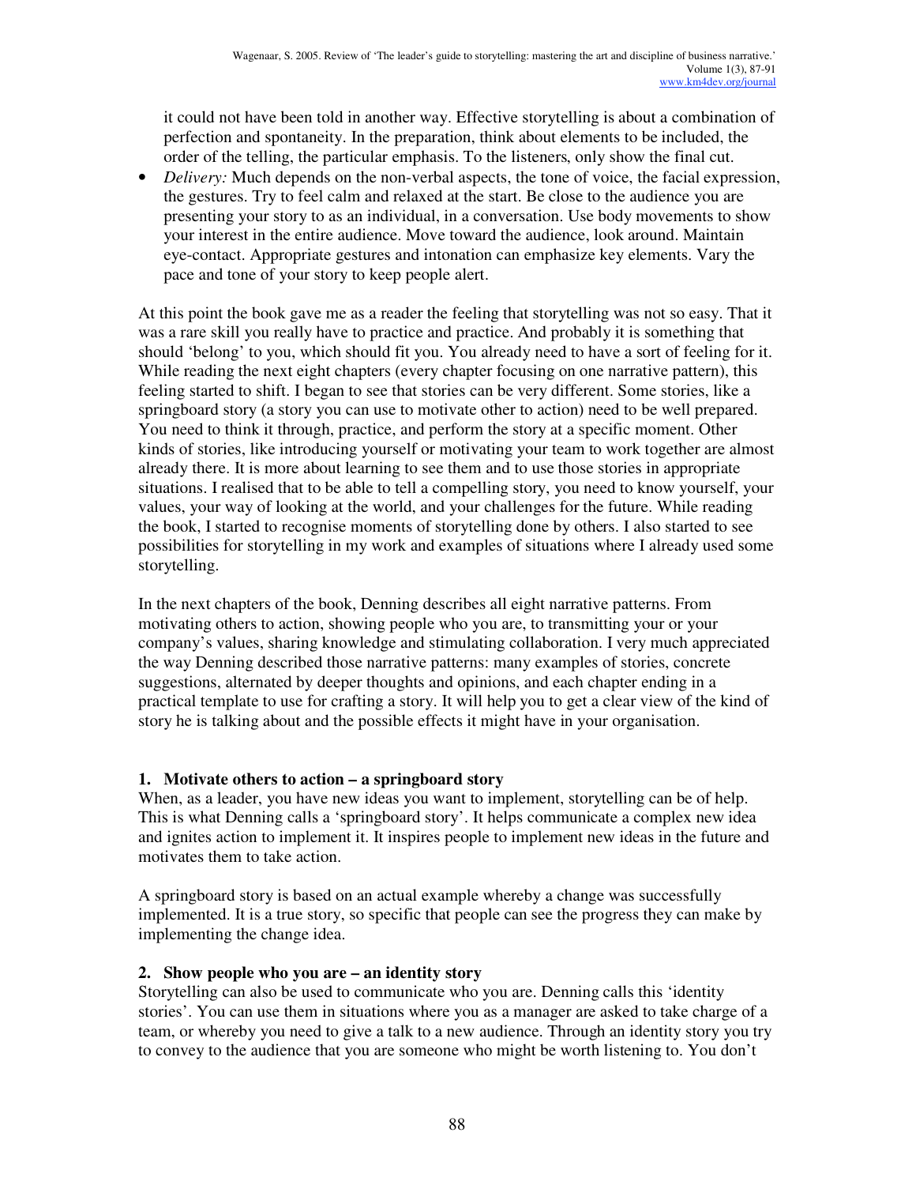it could not have been told in another way. Effective storytelling is about a combination of perfection and spontaneity. In the preparation, think about elements to be included, the order of the telling, the particular emphasis. To the listeners, only show the final cut.

- *Delivery:* Much depends on the non-verbal aspects, the tone of voice, the facial expression, the gestures. Try to feel calm and relaxed at the start. Be close to the audience you are presenting your story to as an individual, in a conversation. Use body movements to show your interest in the entire audience. Move toward the audience, look around. Maintain eye-contact. Appropriate gestures and intonation can emphasize key elements. Vary the pace and tone of your story to keep people alert.

At this point the book gave me as a reader the feeling that storytelling was not so easy. That it was a rare skill you really have to practice and practice. And probably it is something that should 'belong' to you, which should fit you. You already need to have a sort of feeling for it. While reading the next eight chapters (every chapter focusing on one narrative pattern), this feeling started to shift. I began to see that stories can be very different. Some stories, like a springboard story (a story you can use to motivate other to action) need to be well prepared. You need to think it through, practice, and perform the story at a specific moment. Other kinds of stories, like introducing yourself or motivating your team to work together are almost already there. It is more about learning to see them and to use those stories in appropriate situations. I realised that to be able to tell a compelling story, you need to know yourself, your values, your way of looking at the world, and your challenges for the future. While reading the book, I started to recognise moments of storytelling done by others. I also started to see possibilities for storytelling in my work and examples of situations where I already used some storytelling.

In the next chapters of the book, Denning describes all eight narrative patterns. From motivating others to action, showing people who you are, to transmitting your or your company's values, sharing knowledge and stimulating collaboration. I very much appreciated the way Denning described those narrative patterns: many examples of stories, concrete suggestions, alternated by deeper thoughts and opinions, and each chapter ending in a practical template to use for crafting a story. It will help you to get a clear view of the kind of story he is talking about and the possible effects it might have in your organisation.

### 1. Motivate others to action – a springboard story

When, as a leader, you have new ideas you want to implement, storytelling can be of help. This is what Denning calls a 'springboard story'. It helps communicate a complex new idea and ignites action to implement it. It inspires people to implement new ideas in the future and motivates them to take action.

A springboard story is based on an actual example whereby a change was successfully implemented. It is a true story, so specific that people can see the progress they can make by implementing the change idea.

### 2. Show people who you are – an identity story

Storytelling can also be used to communicate who you are. Denning calls this 'identity stories'. You can use them in situations where you as a manager are asked to take charge of a team, or whereby you need to give a talk to a new audience. Through an identity story you try to convey to the audience that you are someone who might be worth listening to. You don't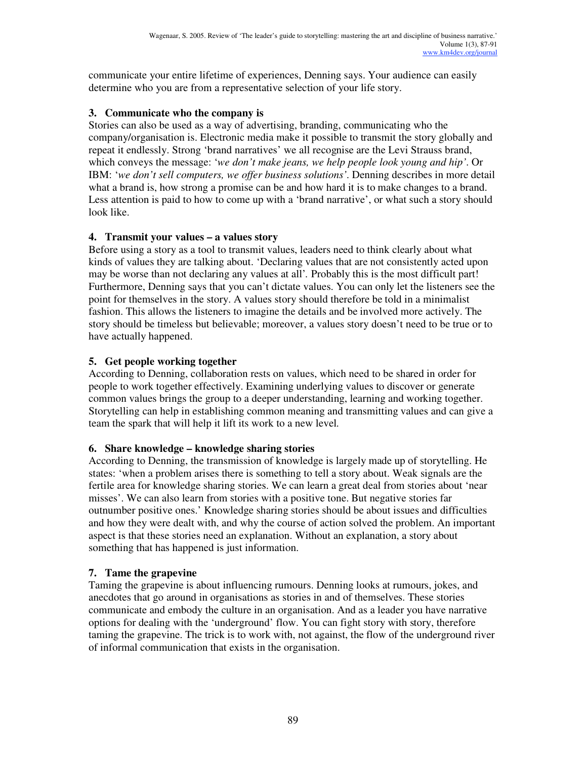communicate your entire lifetime of experiences, Denning says. Your audience can easily determine who you are from a representative selection of your life story.

### 3. Communicate who the company is

Stories can also be used as a way of advertising, branding, communicating who the company/organisation is. Electronic media make it possible to transmit the story globally and repeat it endlessly. Strong 'brand narratives' we all recognise are the Levi Strauss brand, which conveys the message: '*we don't make jeans, we help people look young and hip'*. Or IBM: '*we don't sell computers, we offer business solutions'*. Denning describes in more detail what a brand is, how strong a promise can be and how hard it is to make changes to a brand. Less attention is paid to how to come up with a 'brand narrative', or what such a story should look like.

### 4. Transmit your values – a values story

Before using a story as a tool to transmit values, leaders need to think clearly about what kinds of values they are talking about. 'Declaring values that are not consistently acted upon may be worse than not declaring any values at all'. Probably this is the most difficult part! Furthermore, Denning says that you can't dictate values. You can only let the listeners see the point for themselves in the story. A values story should therefore be told in a minimalist fashion. This allows the listeners to imagine the details and be involved more actively. The story should be timeless but believable; moreover, a values story doesn't need to be true or to have actually happened.

### 5. Get people working together

According to Denning, collaboration rests on values, which need to be shared in order for people to work together effectively. Examining underlying values to discover or generate common values brings the group to a deeper understanding, learning and working together. Storytelling can help in establishing common meaning and transmitting values and can give a team the spark that will help it lift its work to a new level.

### 6. Share knowledge – knowledge sharing stories

According to Denning, the transmission of knowledge is largely made up of storytelling. He states: 'when a problem arises there is something to tell a story about. Weak signals are the fertile area for knowledge sharing stories. We can learn a great deal from stories about 'near misses'. We can also learn from stories with a positive tone. But negative stories far outnumber positive ones.' Knowledge sharing stories should be about issues and difficulties and how they were dealt with, and why the course of action solved the problem. An important aspect is that these stories need an explanation. Without an explanation, a story about something that has happened is just information.

### 7. Tame the grapevine

Taming the grapevine is about influencing rumours. Denning looks at rumours, jokes, and anecdotes that go around in organisations as stories in and of themselves. These stories communicate and embody the culture in an organisation. And as a leader you have narrative options for dealing with the 'underground' flow. You can fight story with story, therefore taming the grapevine. The trick is to work with, not against, the flow of the underground river of informal communication that exists in the organisation.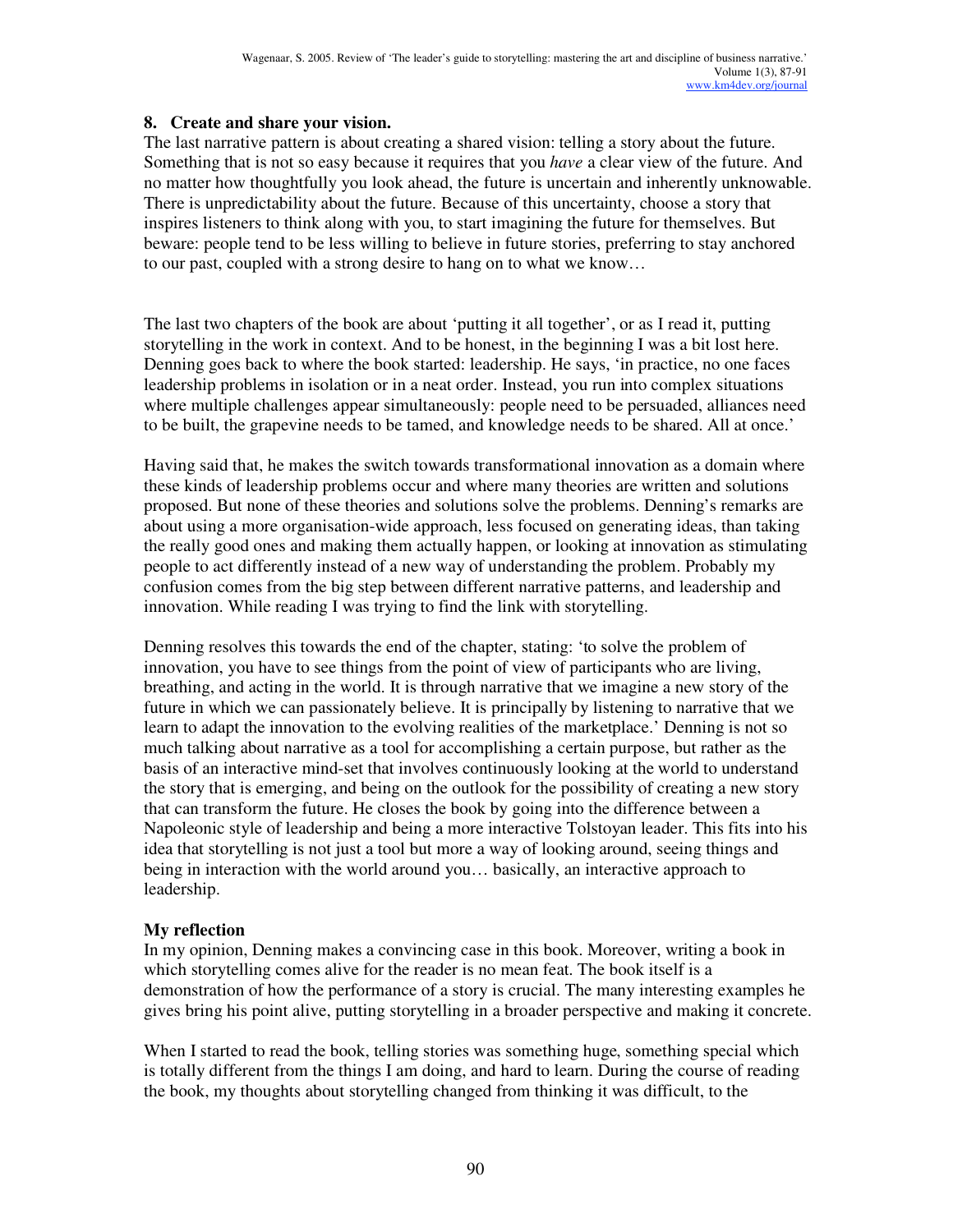**8. Create and share your vision.**

The last narrative pattern is about creating a shared vision: telling a story about the future. Something that is not so easy because it requires that you *have* a clear view of the future. And no matter how thoughtfully you look ahead, the future is uncertain and inherently unknowable. There is unpredictability about the future. Because of this uncertainty, choose a story that inspires listeners to think along with you, to start imagining the future for themselves. But beware: people tend to be less willing to believe in future stories, preferring to stay anchored to our past, coupled with a strong desire to hang on to what we know…

The last two chapters of the book are about 'putting it all together', or as I read it, putting storytelling in the work in context. And to be honest, in the beginning I was a bit lost here. Denning goes back to where the book started: leadership. He says, 'in practice, no one faces leadership problems in isolation or in a neat order. Instead, you run into complex situations where multiple challenges appear simultaneously: people need to be persuaded, alliances need to be built, the grapevine needs to be tamed, and knowledge needs to be shared. All at once.'

Having said that, he makes the switch towards transformational innovation as a domain where these kinds of leadership problems occur and where many theories are written and solutions proposed. But none of these theories and solutions solve the problems. Denning's remarks are about using a more organisation-wide approach, less focused on generating ideas, than taking the really good ones and making them actually happen, or looking at innovation as stimulating people to act differently instead of a new way of understanding the problem. Probably my confusion comes from the big step between different narrative patterns, and leadership and innovation. While reading I was trying to find the link with storytelling.

Denning resolves this towards the end of the chapter, stating: 'to solve the problem of innovation, you have to see things from the point of view of participants who are living, breathing, and acting in the world. It is through narrative that we imagine a new story of the future in which we can passionately believe. It is principally by listening to narrative that we learn to adapt the innovation to the evolving realities of the marketplace.' Denning is not so much talking about narrative as a tool for accomplishing a certain purpose, but rather as the basis of an interactive mind-set that involves continuously looking at the world to understand the story that is emerging, and being on the outlook for the possibility of creating a new story that can transform the future. He closes the book by going into the difference between a Napoleonic style of leadership and being a more interactive Tolstoyan leader. This fits into his idea that storytelling is not just a tool but more a way of looking around, seeing things and being in interaction with the world around you… basically, an interactive approach to leadership.

**My reflection**

In my opinion, Denning makes a convincing case in this book. Moreover, writing a book in which storytelling comes alive for the reader is no mean feat. The book itself is a demonstration of how the performance of a story is crucial. The many interesting examples he gives bring his point alive, putting storytelling in a broader perspective and making it concrete.

When I started to read the book, telling stories was something huge, something special which is totally different from the things I am doing, and hard to learn. During the course of reading the book, my thoughts about storytelling changed from thinking it was difficult, to the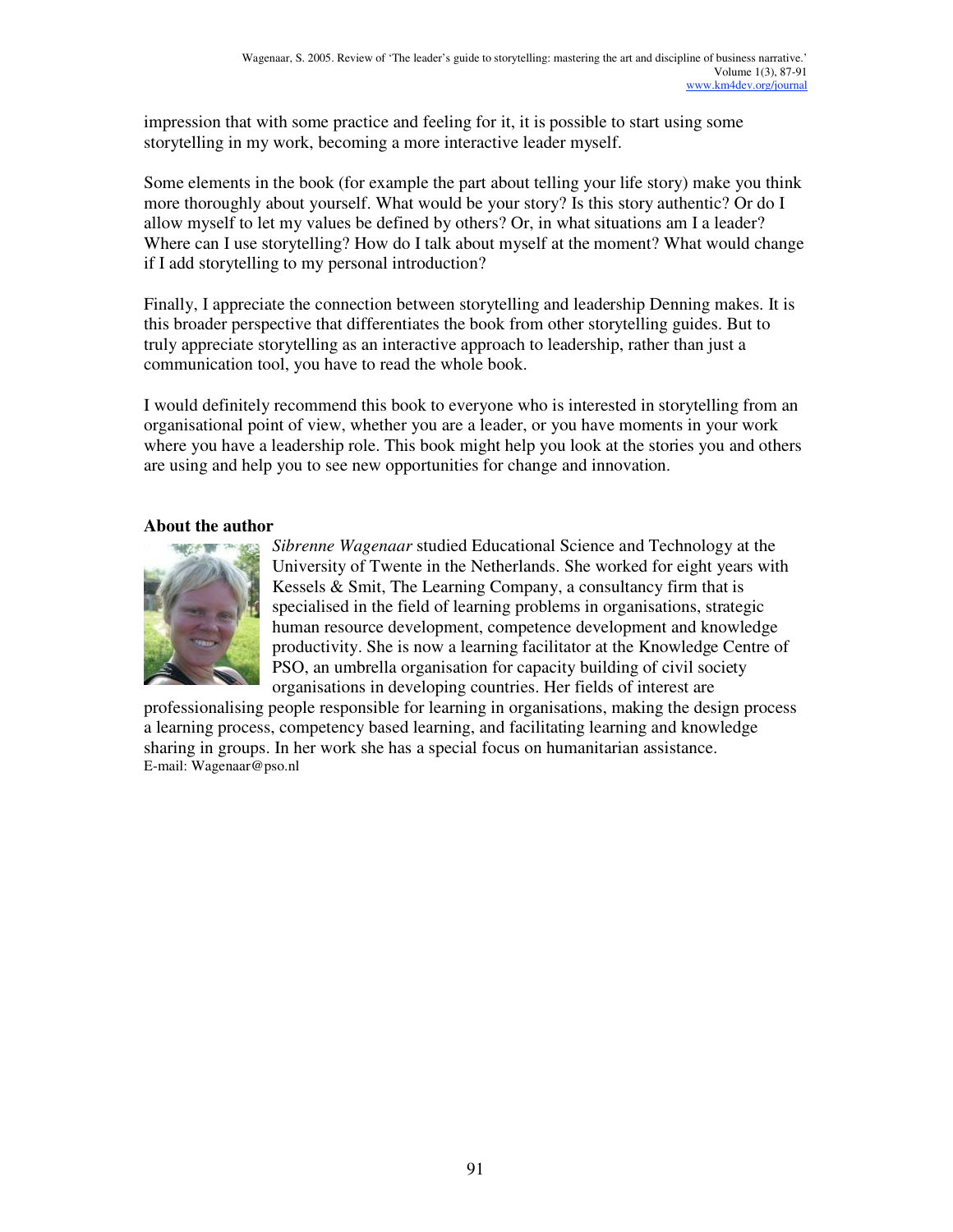impression that with some practice and feeling for it, it is possible to start using some storytelling in my work, becoming a more interactive leader myself.

Some elements in the book (for example the part about telling your life story) make you think more thoroughly about yourself. What would be your story? Is this story authentic? Or do I allow myself to let my values be defined by others? Or, in what situations am I a leader? Where can I use storytelling? How do I talk about myself at the moment? What would change if I add storytelling to my personal introduction?

Finally, I appreciate the connection between storytelling and leadership Denning makes. It is this broader perspective that differentiates the book from other storytelling guides. But to truly appreciate storytelling as an interactive approach to leadership, rather than just a communication tool, you have to read the whole book.

I would definitely recommend this book to everyone who is interested in storytelling from an organisational point of view, whether you are a leader, or you have moments in your work where you have a leadership role. This book might help you look at the stories you and others are using and help you to see new opportunities for change and innovation.

**About the author**

*Sibrenne Wagenaar* studied Educational Science and Technology at the University of Twente in the Netherlands. She worked for eight years with Kessels & Smit, The Learning Company, a consultancy firm that is specialised in the field of learning problems in organisations, strategic human resource development, competence development and knowledge productivity. She is now a learning facilitator at the Knowledge Centre of PSO, an umbrella organisation for capacity building of civil society organisations in developing countries. Her fields of interest are professionalising people responsible for learning in organisations, making the design process a learning process, competency based learning, and facilitating learning and knowledge sharing in groups. In her work she has a special focus on humanitarian assistance.

E-mail: Wagenaar@pso.nl